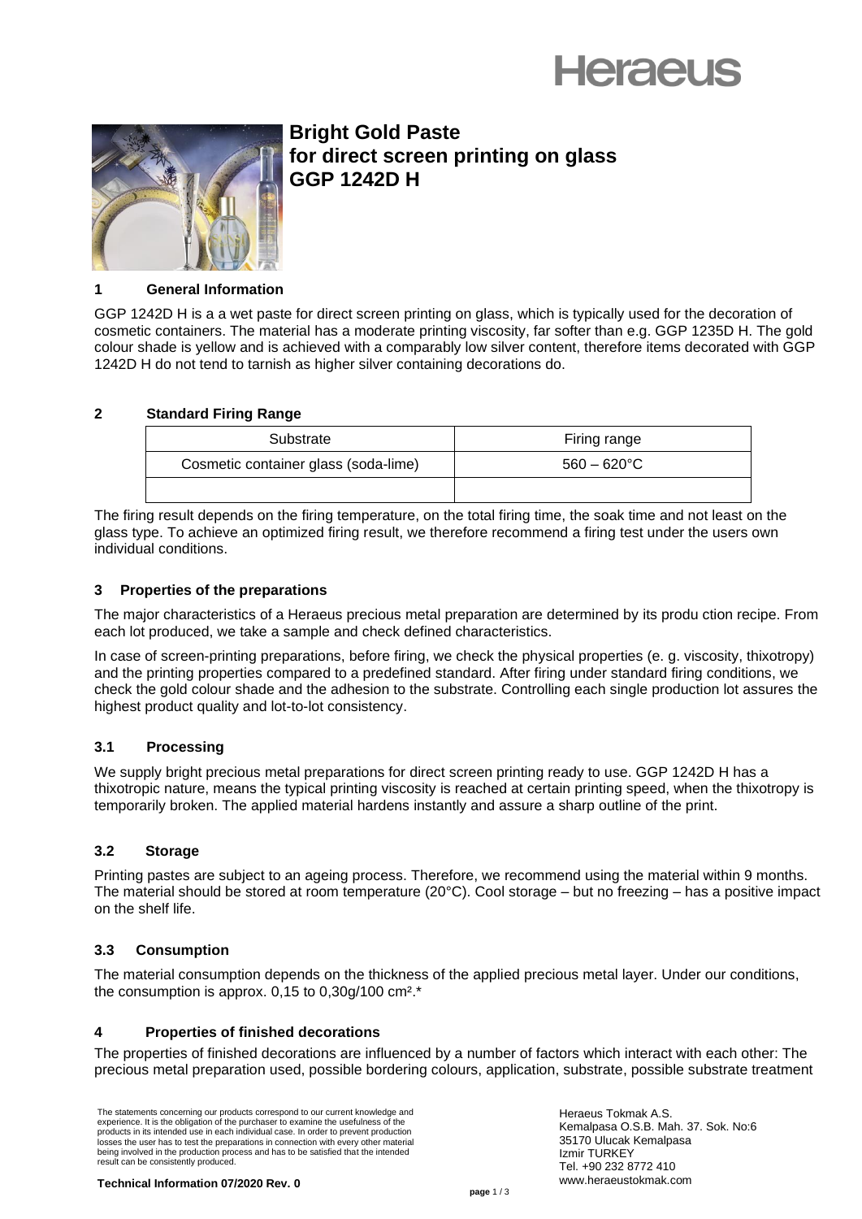# Bright Gold Paste for direct screen printing on glass GGP 1242D H

## 1 General Information

GGP 1242D H is a a wet paste for direct screen printing on glass, which is typically used for the decoration of cosmetic containers. The material has a moderate printing viscosity, far softer than e.g. GGP 1235D H. The gold colour shade is yellow and is achieved with a comparably low silver content, therefore items decorated with GGP 1242D H do not tend to tarnish as higher silver containing decorations do.

## 2 Standard Firing Range

| Substrate | Firing range |
|---|---|
| Cosmetic container glass (soda-lime) | 560 – 620°C |
| | |

The firing result depends on the firing temperature, on the total firing time, the soak time and not least on the glass type. To achieve an optimized firing result, we therefore recommend a firing test under the users own individual conditions.

## 3 Properties of the preparations

The major characteristics of a Heraeus precious metal preparation are determined by its produ ction recipe. From each lot produced, we take a sample and check defined characteristics.

In case of screen-printing preparations, before firing, we check the physical properties (e. g. viscosity, thixotropy) and the printing properties compared to a predefined standard. After firing under standard firing conditions, we check the gold colour shade and the adhesion to the substrate. Controlling each single production lot assures the highest product quality and lot-to-lot consistency.

### 3.1 Processing

We supply bright precious metal preparations for direct screen printing ready to use. GGP 1242D H has a thixotropic nature, means the typical printing viscosity is reached at certain printing speed, when the thixotropy is temporarily broken. The applied material hardens instantly and assure a sharp outline of the print.

### 3.2 Storage

Printing pastes are subject to an ageing process. Therefore, we recommend using the material within 9 months. The material should be stored at room temperature (20°C). Cool storage – but no freezing – has a positive impact on the shelf life.

### 3.3 Consumption

The material consumption depends on the thickness of the applied precious metal layer. Under our conditions, the consumption is approx. 0,15 to 0,30g/100 cm².*

## 4 Properties of finished decorations

The properties of finished decorations are influenced by a number of factors which interact with each other: The precious metal preparation used, possible bordering colours, application, substrate, possible substrate treatment

The statements concerning our products correspond to our current knowledge and experience. It is the obligation of the purchaser to examine the usefulness of the products in its intended use in each individual case. In order to prevent production losses the user has to test the preparations in connection with every other material being involved in the production process and has to be satisfied that the intended result can be consistently produced.

Heraeus Tokmak A.S.
Kemalpasa O.S.B. Mah. 37. Sok. No:6
35170 Ulucak Kemalpasa
Izmir TURKEY
Tel. +90 232 8772 410
www.heraeustokmak.com

**Technical Information 07/2020 Rev. 0**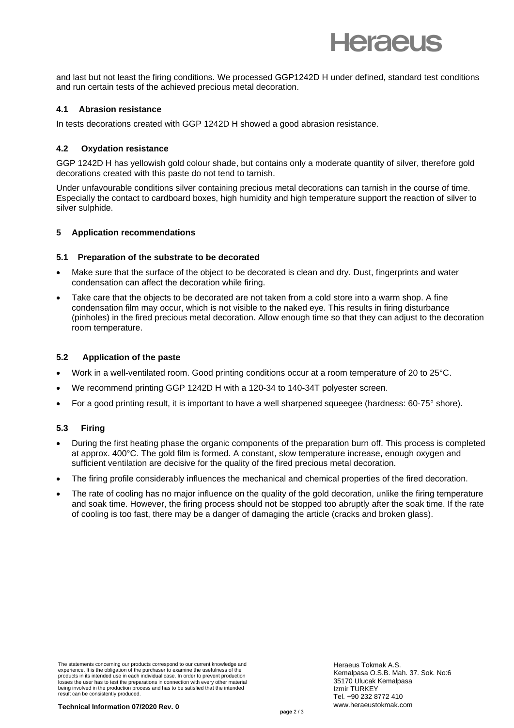and last but not least the firing conditions. We processed GGP1242D H under defined, standard test conditions and run certain tests of the achieved precious metal decoration.

### 4.1 Abrasion resistance

In tests decorations created with GGP 1242D H showed a good abrasion resistance.

### 4.2 Oxydation resistance

GGP 1242D H has yellowish gold colour shade, but contains only a moderate quantity of silver, therefore gold decorations created with this paste do not tend to tarnish.

Under unfavourable conditions silver containing precious metal decorations can tarnish in the course of time. Especially the contact to cardboard boxes, high humidity and high temperature support the reaction of silver to silver sulphide.

## 5 Application recommendations

### 5.1 Preparation of the substrate to be decorated

- Make sure that the surface of the object to be decorated is clean and dry. Dust, fingerprints and water condensation can affect the decoration while firing.
- Take care that the objects to be decorated are not taken from a cold store into a warm shop. A fine condensation film may occur, which is not visible to the naked eye. This results in firing disturbance (pinholes) in the fired precious metal decoration. Allow enough time so that they can adjust to the decoration room temperature.

### 5.2 Application of the paste

- Work in a well-ventilated room. Good printing conditions occur at a room temperature of 20 to 25°C.
- We recommend printing GGP 1242D H with a 120-34 to 140-34T polyester screen.
- For a good printing result, it is important to have a well sharpened squeegee (hardness: 60-75° shore).

### 5.3 Firing

- During the first heating phase the organic components of the preparation burn off. This process is completed at approx. 400°C. The gold film is formed. A constant, slow temperature increase, enough oxygen and sufficient ventilation are decisive for the quality of the fired precious metal decoration.
- The firing profile considerably influences the mechanical and chemical properties of the fired decoration.
- The rate of cooling has no major influence on the quality of the gold decoration, unlike the firing temperature and soak time. However, the firing process should not be stopped too abruptly after the soak time. If the rate of cooling is too fast, there may be a danger of damaging the article (cracks and broken glass).

The statements concerning our products correspond to our current knowledge and experience. It is the obligation of the purchaser to examine the usefulness of the products in its intended use in each individual case. In order to prevent production losses the user has to test the preparations in connection with every other material being involved in the production process and has to be satisfied that the intended result can be consistently produced.

**Technical Information 07/2020 Rev. 0**

Heraeus Tokmak A.S.
Kemalpasa O.S.B. Mah. 37. Sok. No:6
35170 Ulucak Kemalpasa
Izmir TURKEY
Tel. +90 232 8772 410
www.heraeustokmak.com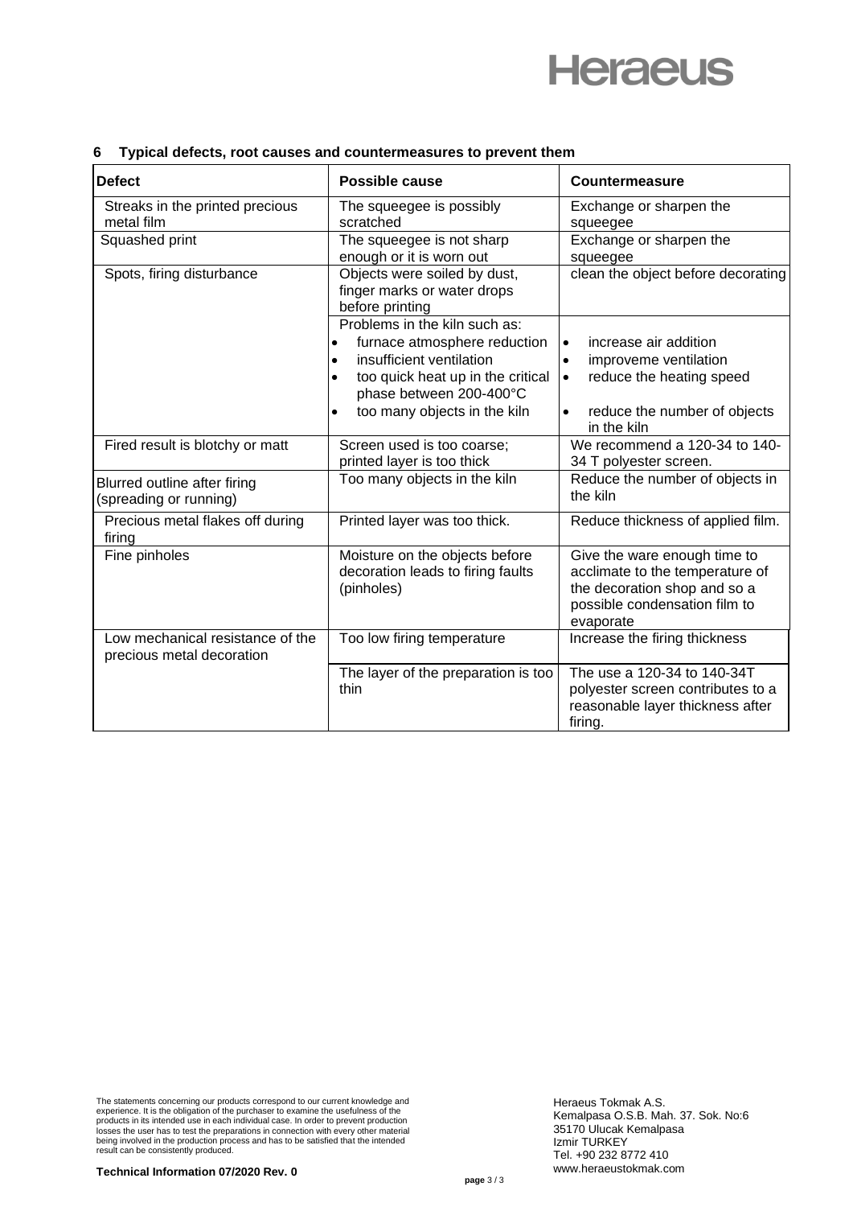## 6 Typical defects, root causes and countermeasures to prevent them

| Defect | Possible cause | Countermeasure |
|---|---|---|
| Streaks in the printed precious metal film | The squeegee is possibly scratched | Exchange or sharpen the squeegee |
| Squashed print | The squeegee is not sharp enough or it is worn out | Exchange or sharpen the squeegee |
| Spots, firing disturbance | Objects were soiled by dust, finger marks or water drops before printing | clean the object before decorating |
| | Problems in the kiln such as:<br>• furnace atmosphere reduction<br>• insufficient ventilation<br>• too quick heat up in the critical phase between 200-400°C<br>• too many objects in the kiln | • increase air addition<br>• improveme ventilation<br>• reduce the heating speed<br>• reduce the number of objects in the kiln |
| Fired result is blotchy or matt | Screen used is too coarse; printed layer is too thick | We recommend a 120-34 to 140-34 T polyester screen. |
| Blurred outline after firing (spreading or running) | Too many objects in the kiln | Reduce the number of objects in the kiln |
| Precious metal flakes off during firing | Printed layer was too thick. | Reduce thickness of applied film. |
| Fine pinholes | Moisture on the objects before decoration leads to firing faults (pinholes) | Give the ware enough time to acclimate to the temperature of the decoration shop and so a possible condensation film to evaporate |
| Low mechanical resistance of the precious metal decoration | Too low firing temperature | Increase the firing thickness |
| | The layer of the preparation is too thin | The use a 120-34 to 140-34T polyester screen contributes to a reasonable layer thickness after firing. |

The statements concerning our products correspond to our current knowledge and experience. It is the obligation of the purchaser to examine the usefulness of the products in its intended use in each individual case. In order to prevent production losses the user has to test the preparations in connection with every other material being involved in the production process and has to be satisfied that the intended result can be consistently produced.

**Technical Information 07/2020 Rev. 0**

Heraeus Tokmak A.S.
Kemalpasa O.S.B. Mah. 37. Sok. No:6
35170 Ulucak Kemalpasa
Izmir TURKEY
Tel. +90 232 8772 410
www.heraeustokmak.com